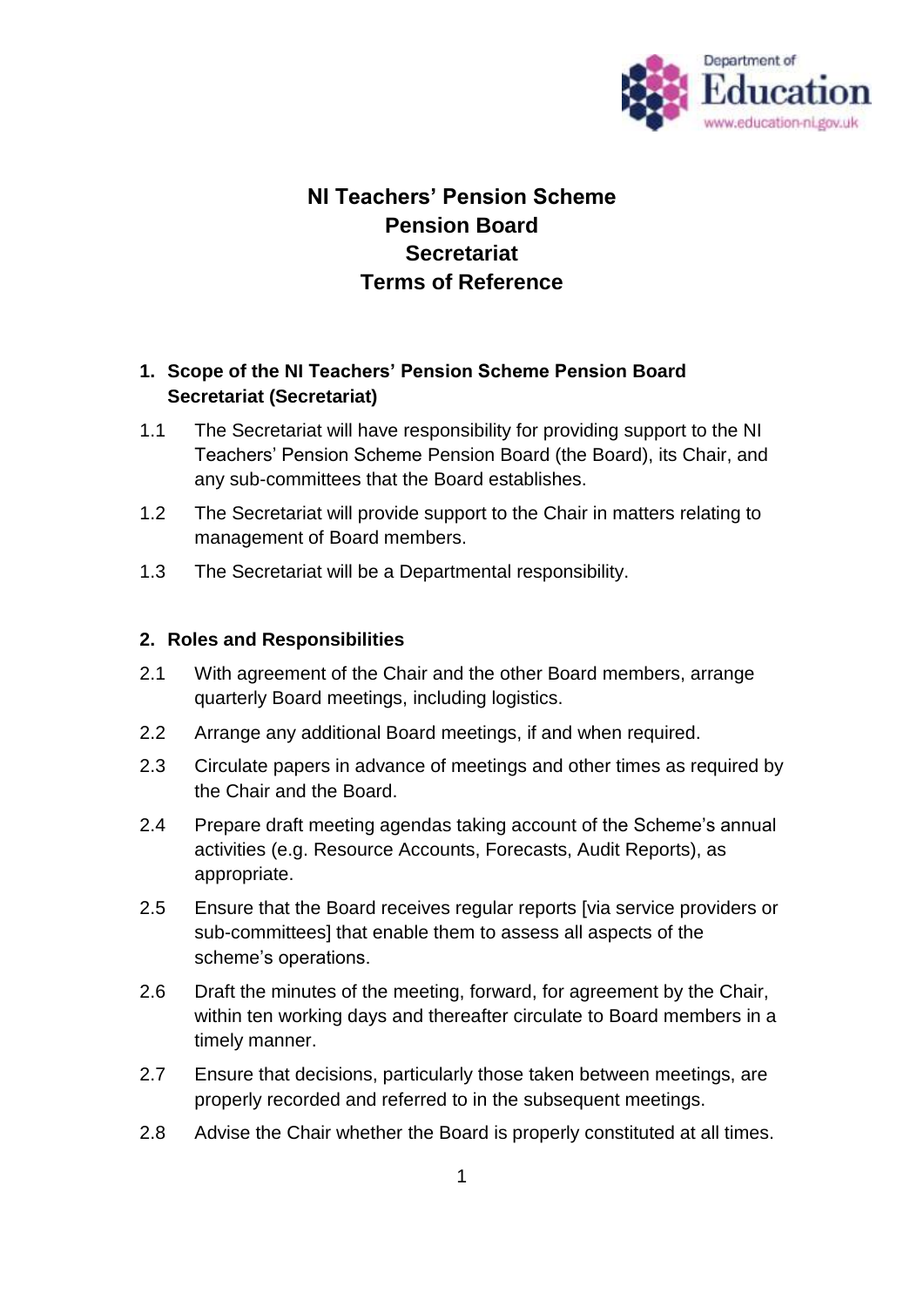# NI Teachers' Pension Scheme
# Pension Board
# Secretariat
# Terms of Reference

## 1. Scope of the NI Teachers' Pension Scheme Pension Board Secretariat (Secretariat)

1.1 The Secretariat will have responsibility for providing support to the NI Teachers' Pension Scheme Pension Board (the Board), its Chair, and any sub-committees that the Board establishes.

1.2 The Secretariat will provide support to the Chair in matters relating to management of Board members.

1.3 The Secretariat will be a Departmental responsibility.

## 2. Roles and Responsibilities

2.1 With agreement of the Chair and the other Board members, arrange quarterly Board meetings, including logistics.

2.2 Arrange any additional Board meetings, if and when required.

2.3 Circulate papers in advance of meetings and other times as required by the Chair and the Board.

2.4 Prepare draft meeting agendas taking account of the Scheme's annual activities (e.g. Resource Accounts, Forecasts, Audit Reports), as appropriate.

2.5 Ensure that the Board receives regular reports [via service providers or sub-committees] that enable them to assess all aspects of the scheme's operations.

2.6 Draft the minutes of the meeting, forward, for agreement by the Chair, within ten working days and thereafter circulate to Board members in a timely manner.

2.7 Ensure that decisions, particularly those taken between meetings, are properly recorded and referred to in the subsequent meetings.

2.8 Advise the Chair whether the Board is properly constituted at all times.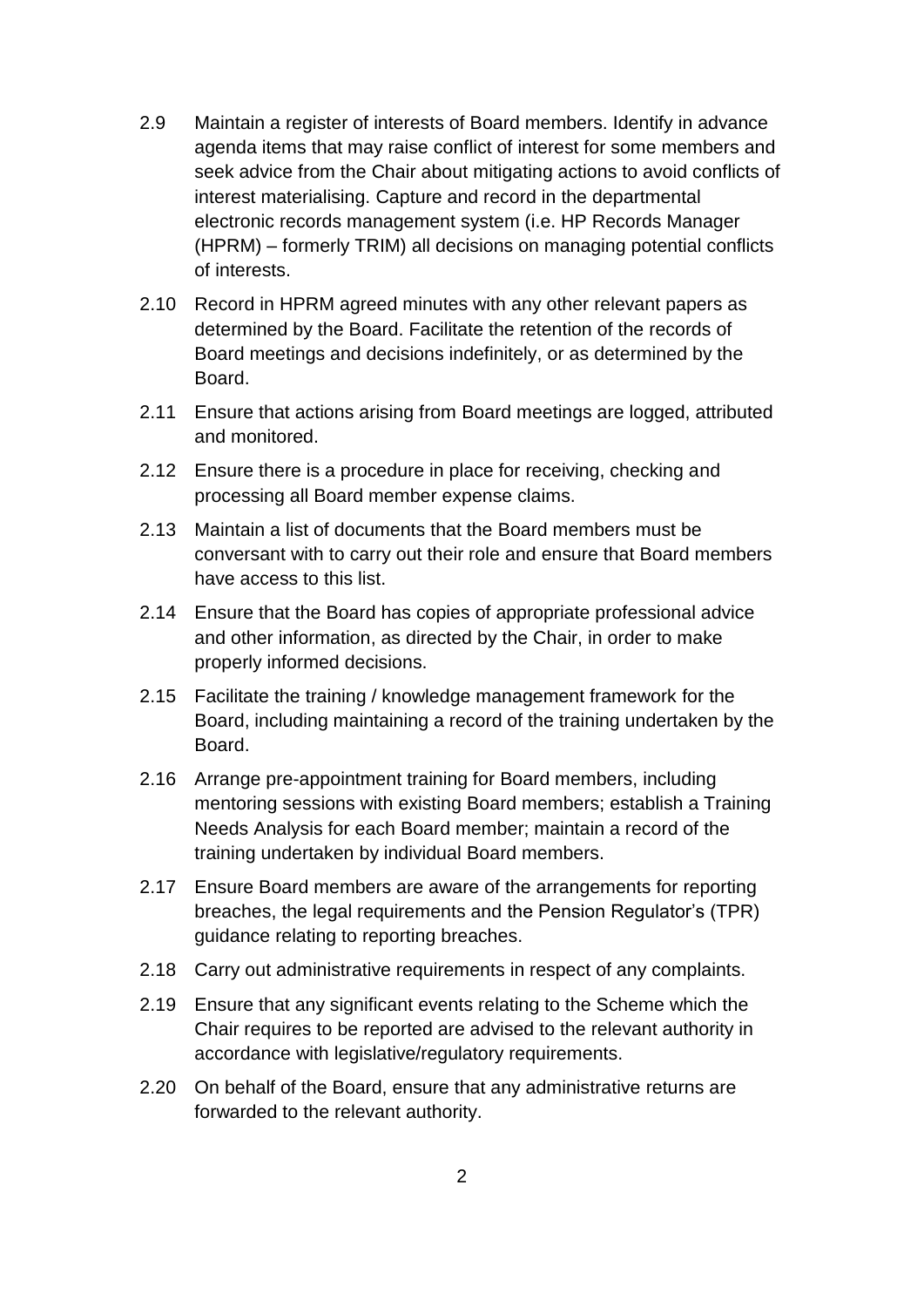2.9 Maintain a register of interests of Board members. Identify in advance agenda items that may raise conflict of interest for some members and seek advice from the Chair about mitigating actions to avoid conflicts of interest materialising. Capture and record in the departmental electronic records management system (i.e. HP Records Manager (HPRM) – formerly TRIM) all decisions on managing potential conflicts of interests.

2.10 Record in HPRM agreed minutes with any other relevant papers as determined by the Board. Facilitate the retention of the records of Board meetings and decisions indefinitely, or as determined by the Board.

2.11 Ensure that actions arising from Board meetings are logged, attributed and monitored.

2.12 Ensure there is a procedure in place for receiving, checking and processing all Board member expense claims.

2.13 Maintain a list of documents that the Board members must be conversant with to carry out their role and ensure that Board members have access to this list.

2.14 Ensure that the Board has copies of appropriate professional advice and other information, as directed by the Chair, in order to make properly informed decisions.

2.15 Facilitate the training / knowledge management framework for the Board, including maintaining a record of the training undertaken by the Board.

2.16 Arrange pre-appointment training for Board members, including mentoring sessions with existing Board members; establish a Training Needs Analysis for each Board member; maintain a record of the training undertaken by individual Board members.

2.17 Ensure Board members are aware of the arrangements for reporting breaches, the legal requirements and the Pension Regulator's (TPR) guidance relating to reporting breaches.

2.18 Carry out administrative requirements in respect of any complaints.

2.19 Ensure that any significant events relating to the Scheme which the Chair requires to be reported are advised to the relevant authority in accordance with legislative/regulatory requirements.

2.20 On behalf of the Board, ensure that any administrative returns are forwarded to the relevant authority.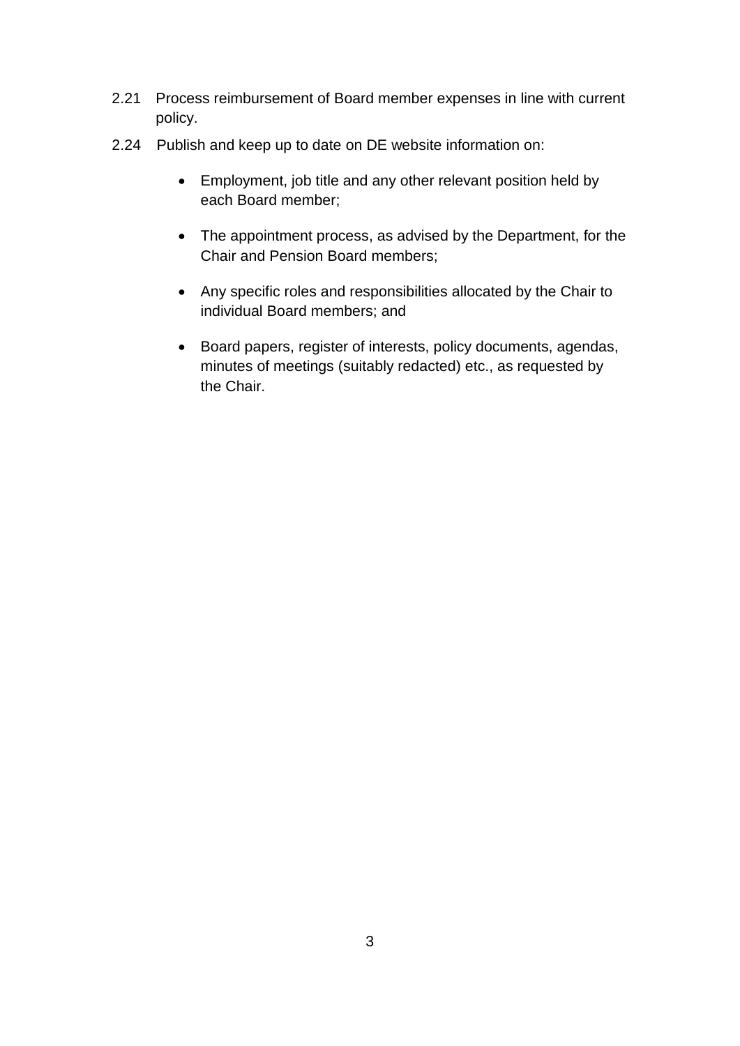2.21 Process reimbursement of Board member expenses in line with current policy.

2.24 Publish and keep up to date on DE website information on:

- Employment, job title and any other relevant position held by each Board member;
- The appointment process, as advised by the Department, for the Chair and Pension Board members;
- Any specific roles and responsibilities allocated by the Chair to individual Board members; and
- Board papers, register of interests, policy documents, agendas, minutes of meetings (suitably redacted) etc., as requested by the Chair.